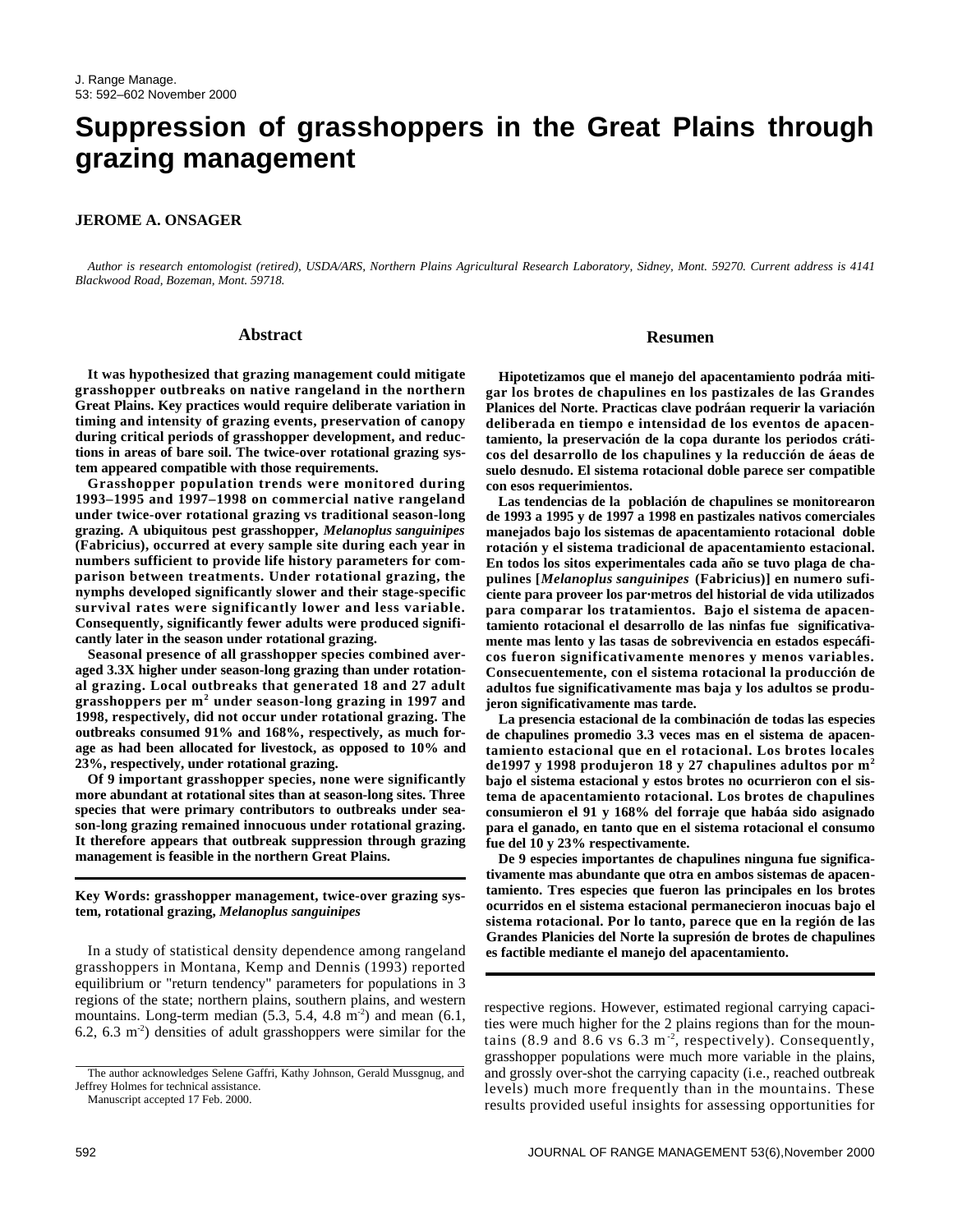# Suppression of grasshoppers in the Great Plains through grazing management

**JEROME A. ONSAGER**

*Author is research entomologist (retired), USDA/ARS, Northern Plains Agricultural Research Laboratory, Sidney, Mont. 59270. Current address is 4141 Blackwood Road, Bozeman, Mont. 59718.*

## Abstract

**It was hypothesized that grazing management could mitigate grasshopper outbreaks on native rangeland in the northern Great Plains. Key practices would require deliberate variation in timing and intensity of grazing events, preservation of canopy during critical periods of grasshopper development, and reductions in areas of bare soil. The twice-over rotational grazing system appeared compatible with those requirements.**

**Grasshopper population trends were monitored during 1993–1995 and 1997–1998 on commercial native rangeland under twice-over rotational grazing vs traditional season-long grazing. A ubiquitous pest grasshopper, *Melanoplus sanguinipes* (Fabricius), occurred at every sample site during each year in numbers sufficient to provide life history parameters for comparison between treatments. Under rotational grazing, the nymphs developed significantly slower and their stage-specific survival rates were significantly lower and less variable. Consequently, significantly fewer adults were produced significantly later in the season under rotational grazing.**

**Seasonal presence of all grasshopper species combined averaged 3.3X higher under season-long grazing than under rotational grazing. Local outbreaks that generated 18 and 27 adult grasshoppers per m$^2$ under season-long grazing in 1997 and 1998, respectively, did not occur under rotational grazing. The outbreaks consumed 91% and 168%, respectively, as much forage as had been allocated for livestock, as opposed to 10% and 23%, respectively, under rotational grazing.**

**Of 9 important grasshopper species, none were significantly more abundant at rotational sites than at season-long sites. Three species that were primary contributors to outbreaks under season-long grazing remained innocuous under rotational grazing. It therefore appears that outbreak suppression through grazing management is feasible in the northern Great Plains.**

## Resumen

**Hipotetizamos que el manejo del apacentamiento podráa mitigar los brotes de chapulines en los pastizales de las Grandes Planices del Norte. Practicas clave podráan requerir la variación deliberada en tiempo e intensidad de los eventos de apacentamiento, la preservación de la copa durante los periodos cráticos del desarrollo de los chapulines y la reducción de áeas de suelo desnudo. El sistema rotacional doble parece ser compatible con esos requerimientos.**

**Las tendencias de la población de chapulines se monitorearon de 1993 a 1995 y de 1997 a 1998 en pastizales nativos comerciales manejados bajo los sistemas de apacentamiento rotacional doble rotación y el sistema tradicional de apacentamiento estacional. En todos los sitos experimentales cada año se tuvo plaga de chapulines [*Melanoplus sanguinipes* (Fabricius)] en numero suficiente para proveer los par·metros del historial de vida utilizados para comparar los tratamientos. Bajo el sistema de apacentamiento rotacional el desarrollo de las ninfas fue significativamente mas lento y las tasas de sobrevivencia en estados especáficos fueron significativamente menores y menos variables. Consecuentemente, con el sistema rotacional la producción de adultos fue significativamente mas baja y los adultos se produjeron significativamente mas tarde.**

**La presencia estacional de la combinación de todas las especies de chapulines promedio 3.3 veces mas en el sistema de apacentamiento estacional que en el rotacional. Los brotes locales de1997 y 1998 produjeron 18 y 27 chapulines adultos por m$^2$ bajo el sistema estacional y estos brotes no ocurrieron con el sistema de apacentamiento rotacional. Los brotes de chapulines consumieron el 91 y 168% del forraje que habáa sido asignado para el ganado, en tanto que en el sistema rotacional el consumo fue del 10 y 23% respectivamente.**

**De 9 especies importantes de chapulines ninguna fue significativamente mas abundante que otra en ambos sistemas de apacentamiento. Tres especies que fueron las principales en los brotes ocurridos en el sistema estacional permanecieron inocuas bajo el sistema rotacional. Por lo tanto, parece que en la región de las Grandes Planicies del Norte la supresión de brotes de chapulines es factible mediante el manejo del apacentamiento.**

**Key Words: grasshopper management, twice-over grazing system, rotational grazing, *Melanoplus sanguinipes***

In a study of statistical density dependence among rangeland grasshoppers in Montana, Kemp and Dennis (1993) reported equilibrium or "return tendency" parameters for populations in 3 regions of the state; northern plains, southern plains, and western mountains. Long-term median (5.3, 5.4, 4.8 m$^{-2}$) and mean (6.1, 6.2, 6.3 m$^{-2}$) densities of adult grasshoppers were similar for the respective regions. However, estimated regional carrying capacities were much higher for the 2 plains regions than for the mountains (8.9 and 8.6 vs 6.3 m$^{-2}$, respectively). Consequently, grasshopper populations were much more variable in the plains, and grossly over-shot the carrying capacity (i.e., reached outbreak levels) much more frequently than in the mountains. These results provided useful insights for assessing opportunities for

The author acknowledges Selene Gaffri, Kathy Johnson, Gerald Mussgnug, and Jeffrey Holmes for technical assistance.

Manuscript accepted 17 Feb. 2000.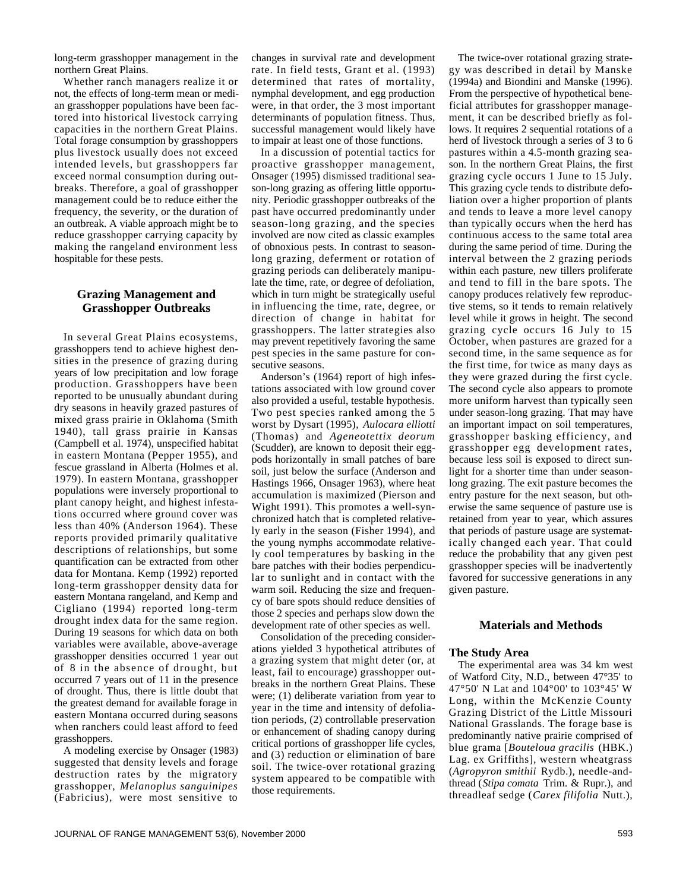long-term grasshopper management in the northern Great Plains.

Whether ranch managers realize it or not, the effects of long-term mean or median grasshopper populations have been factored into historical livestock carrying capacities in the northern Great Plains. Total forage consumption by grasshoppers plus livestock usually does not exceed intended levels, but grasshoppers far exceed normal consumption during outbreaks. Therefore, a goal of grasshopper management could be to reduce either the frequency, the severity, or the duration of an outbreak. A viable approach might be to reduce grasshopper carrying capacity by making the rangeland environment less hospitable for these pests.

## Grazing Management and Grasshopper Outbreaks

In several Great Plains ecosystems, grasshoppers tend to achieve highest densities in the presence of grazing during years of low precipitation and low forage production. Grasshoppers have been reported to be unusually abundant during dry seasons in heavily grazed pastures of mixed grass prairie in Oklahoma (Smith 1940), tall grass prairie in Kansas (Campbell et al. 1974), unspecified habitat in eastern Montana (Pepper 1955), and fescue grassland in Alberta (Holmes et al. 1979). In eastern Montana, grasshopper populations were inversely proportional to plant canopy height, and highest infestations occurred where ground cover was less than 40% (Anderson 1964). These reports provided primarily qualitative descriptions of relationships, but some quantification can be extracted from other data for Montana. Kemp (1992) reported long-term grasshopper density data for eastern Montana rangeland, and Kemp and Cigliano (1994) reported long-term drought index data for the same region. During 19 seasons for which data on both variables were available, above-average grasshopper densities occurred 1 year out of 8 in the absence of drought, but occurred 7 years out of 11 in the presence of drought. Thus, there is little doubt that the greatest demand for available forage in eastern Montana occurred during seasons when ranchers could least afford to feed grasshoppers.

A modeling exercise by Onsager (1983) suggested that density levels and forage destruction rates by the migratory grasshopper, *Melanoplus sanguinipes* (Fabricius), were most sensitive to changes in survival rate and development rate. In field tests, Grant et al. (1993) determined that rates of mortality, nymphal development, and egg production were, in that order, the 3 most important determinants of population fitness. Thus, successful management would likely have to impair at least one of those functions.

In a discussion of potential tactics for proactive grasshopper management, Onsager (1995) dismissed traditional season-long grazing as offering little opportunity. Periodic grasshopper outbreaks of the past have occurred predominantly under season-long grazing, and the species involved are now cited as classic examples of obnoxious pests. In contrast to season-long grazing, deferment or rotation of grazing periods can deliberately manipulate the time, rate, or degree of defoliation, which in turn might be strategically useful in influencing the time, rate, degree, or direction of change in habitat for grasshoppers. The latter strategies also may prevent repetitively favoring the same pest species in the same pasture for consecutive seasons.

Anderson's (1964) report of high infestations associated with low ground cover also provided a useful, testable hypothesis. Two pest species ranked among the 5 worst by Dysart (1995), *Aulocara elliotti* (Thomas) and *Ageneotettix deorum* (Scudder), are known to deposit their egg-pods horizontally in small patches of bare soil, just below the surface (Anderson and Hastings 1966, Onsager 1963), where heat accumulation is maximized (Pierson and Wight 1991). This promotes a well-synchronized hatch that is completed relatively early in the season (Fisher 1994), and the young nymphs accommodate relatively cool temperatures by basking in the bare patches with their bodies perpendicular to sunlight and in contact with the warm soil. Reducing the size and frequency of bare spots should reduce densities of those 2 species and perhaps slow down the development rate of other species as well.

Consolidation of the preceding considerations yielded 3 hypothetical attributes of a grazing system that might deter (or, at least, fail to encourage) grasshopper outbreaks in the northern Great Plains. These were; (1) deliberate variation from year to year in the time and intensity of defoliation periods, (2) controllable preservation or enhancement of shading canopy during critical portions of grasshopper life cycles, and (3) reduction or elimination of bare soil. The twice-over rotational grazing system appeared to be compatible with those requirements.

The twice-over rotational grazing strategy was described in detail by Manske (1994a) and Biondini and Manske (1996). From the perspective of hypothetical beneficial attributes for grasshopper management, it can be described briefly as follows. It requires 2 sequential rotations of a herd of livestock through a series of 3 to 6 pastures within a 4.5-month grazing season. In the northern Great Plains, the first grazing cycle occurs 1 June to 15 July. This grazing cycle tends to distribute defoliation over a higher proportion of plants and tends to leave a more level canopy than typically occurs when the herd has continuous access to the same total area during the same period of time. During the interval between the 2 grazing periods within each pasture, new tillers proliferate and tend to fill in the bare spots. The canopy produces relatively few reproductive stems, so it tends to remain relatively level while it grows in height. The second grazing cycle occurs 16 July to 15 October, when pastures are grazed for a second time, in the same sequence as for the first time, for twice as many days as they were grazed during the first cycle. The second cycle also appears to promote more uniform harvest than typically seen under season-long grazing. That may have an important impact on soil temperatures, grasshopper basking efficiency, and grasshopper egg development rates, because less soil is exposed to direct sunlight for a shorter time than under season-long grazing. The exit pasture becomes the entry pasture for the next season, but otherwise the same sequence of pasture use is retained from year to year, which assures that periods of pasture usage are systematically changed each year. That could reduce the probability that any given pest grasshopper species will be inadvertently favored for successive generations in any given pasture.

## Materials and Methods

### The Study Area

The experimental area was 34 km west of Watford City, N.D., between 47°35' to 47°50' N Lat and 104°00' to 103°45' W Long, within the McKenzie County Grazing District of the Little Missouri National Grasslands. The forage base is predominantly native prairie comprised of blue grama [*Bouteloua gracilis* (HBK.) Lag. ex Griffiths], western wheatgrass (*Agropyron smithii* Rydb.), needle-and-thread (*Stipa comata* Trim. & Rupr.), and threadleaf sedge (*Carex filifolia* Nutt.),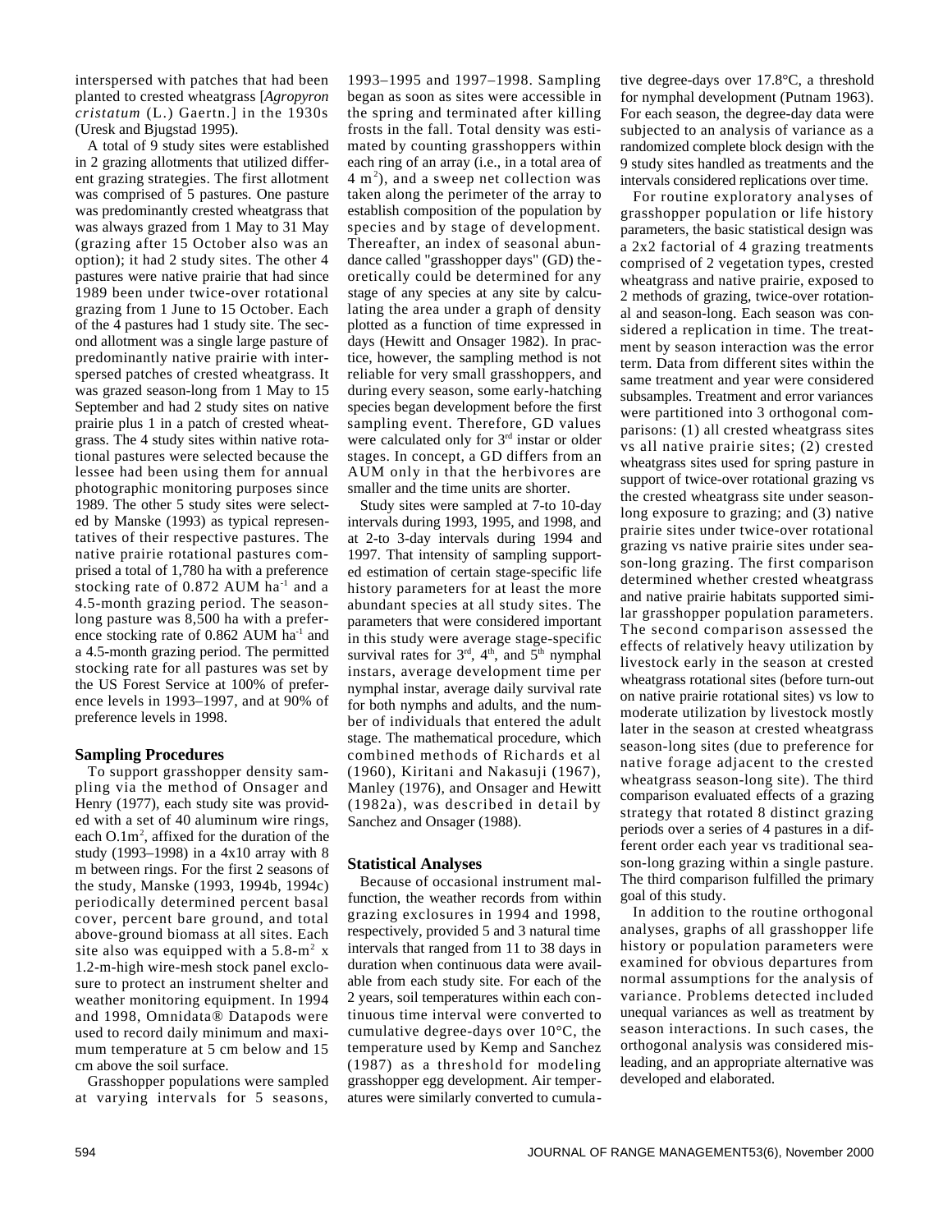interspersed with patches that had been planted to crested wheatgrass [*Agropyron cristatum* (L.) Gaertn.] in the 1930s (Uresk and Bjugstad 1995).

A total of 9 study sites were established in 2 grazing allotments that utilized different grazing strategies. The first allotment was comprised of 5 pastures. One pasture was predominantly crested wheatgrass that was always grazed from 1 May to 31 May (grazing after 15 October also was an option); it had 2 study sites. The other 4 pastures were native prairie that had since 1989 been under twice-over rotational grazing from 1 June to 15 October. Each of the 4 pastures had 1 study site. The second allotment was a single large pasture of predominantly native prairie with interspersed patches of crested wheatgrass. It was grazed season-long from 1 May to 15 September and had 2 study sites on native prairie plus 1 in a patch of crested wheatgrass. The 4 study sites within native rotational pastures were selected because the lessee had been using them for annual photographic monitoring purposes since 1989. The other 5 study sites were selected by Manske (1993) as typical representatives of their respective pastures. The native prairie rotational pastures comprised a total of 1,780 ha with a preference stocking rate of 0.872 AUM $ha^{-1}$ and a 4.5-month grazing period. The season-long pasture was 8,500 ha with a preference stocking rate of 0.862 AUM $ha^{-1}$ and a 4.5-month grazing period. The permitted stocking rate for all pastures was set by the US Forest Service at 100% of preference levels in 1993–1997, and at 90% of preference levels in 1998.

### Sampling Procedures

To support grasshopper density sampling via the method of Onsager and Henry (1977), each study site was provided with a set of 40 aluminum wire rings, each O.1$m^2$, affixed for the duration of the study (1993–1998) in a 4x10 array with 8 m between rings. For the first 2 seasons of the study, Manske (1993, 1994b, 1994c) periodically determined percent basal cover, percent bare ground, and total above-ground biomass at all sites. Each site also was equipped with a 5.8-$m^2$ x 1.2-m-high wire-mesh stock panel exclosure to protect an instrument shelter and weather monitoring equipment. In 1994 and 1998, Omnidata® Datapods were used to record daily minimum and maximum temperature at 5 cm below and 15 cm above the soil surface.

Grasshopper populations were sampled at varying intervals for 5 seasons, 1993–1995 and 1997–1998. Sampling began as soon as sites were accessible in the spring and terminated after killing frosts in the fall. Total density was estimated by counting grasshoppers within each ring of an array (i.e., in a total area of 4 $m^2$), and a sweep net collection was taken along the perimeter of the array to establish composition of the population by species and by stage of development. Thereafter, an index of seasonal abundance called "grasshopper days" (GD) theoretically could be determined for any stage of any species at any site by calculating the area under a graph of density plotted as a function of time expressed in days (Hewitt and Onsager 1982). In practice, however, the sampling method is not reliable for very small grasshoppers, and during every season, some early-hatching species began development before the first sampling event. Therefore, GD values were calculated only for 3rd instar or older stages. In concept, a GD differs from an AUM only in that the herbivores are smaller and the time units are shorter.

Study sites were sampled at 7-to 10-day intervals during 1993, 1995, and 1998, and at 2-to 3-day intervals during 1994 and 1997. That intensity of sampling supported estimation of certain stage-specific life history parameters for at least the more abundant species at all study sites. The parameters that were considered important in this study were average stage-specific survival rates for 3rd, 4th, and 5th nymphal instars, average development time per nymphal instar, average daily survival rate for both nymphs and adults, and the number of individuals that entered the adult stage. The mathematical procedure, which combined methods of Richards et al (1960), Kiritani and Nakasuji (1967), Manley (1976), and Onsager and Hewitt (1982a), was described in detail by Sanchez and Onsager (1988).

### Statistical Analyses

Because of occasional instrument malfunction, the weather records from within grazing exclosures in 1994 and 1998, respectively, provided 5 and 3 natural time intervals that ranged from 11 to 38 days in duration when continuous data were available from each study site. For each of the 2 years, soil temperatures within each continuous time interval were converted to cumulative degree-days over 10°C, the temperature used by Kemp and Sanchez (1987) as a threshold for modeling grasshopper egg development. Air temperatures were similarly converted to cumulative degree-days over 17.8°C, a threshold for nymphal development (Putnam 1963). For each season, the degree-day data were subjected to an analysis of variance as a randomized complete block design with the 9 study sites handled as treatments and the intervals considered replications over time.

For routine exploratory analyses of grasshopper population or life history parameters, the basic statistical design was a 2x2 factorial of 4 grazing treatments comprised of 2 vegetation types, crested wheatgrass and native prairie, exposed to 2 methods of grazing, twice-over rotational and season-long. Each season was considered a replication in time. The treatment by season interaction was the error term. Data from different sites within the same treatment and year were considered subsamples. Treatment and error variances were partitioned into 3 orthogonal comparisons: (1) all crested wheatgrass sites vs all native prairie sites; (2) crested wheatgrass sites used for spring pasture in support of twice-over rotational grazing vs the crested wheatgrass site under season-long exposure to grazing; and (3) native prairie sites under twice-over rotational grazing vs native prairie sites under season-long grazing. The first comparison determined whether crested wheatgrass and native prairie habitats supported similar grasshopper population parameters. The second comparison assessed the effects of relatively heavy utilization by livestock early in the season at crested wheatgrass rotational sites (before turn-out on native prairie rotational sites) vs low to moderate utilization by livestock mostly later in the season at crested wheatgrass season-long sites (due to preference for native forage adjacent to the crested wheatgrass season-long site). The third comparison evaluated effects of a grazing strategy that rotated 8 distinct grazing periods over a series of 4 pastures in a different order each year vs traditional season-long grazing within a single pasture. The third comparison fulfilled the primary goal of this study.

In addition to the routine orthogonal analyses, graphs of all grasshopper life history or population parameters were examined for obvious departures from normal assumptions for the analysis of variance. Problems detected included unequal variances as well as treatment by season interactions. In such cases, the orthogonal analysis was considered misleading, and an appropriate alternative was developed and elaborated.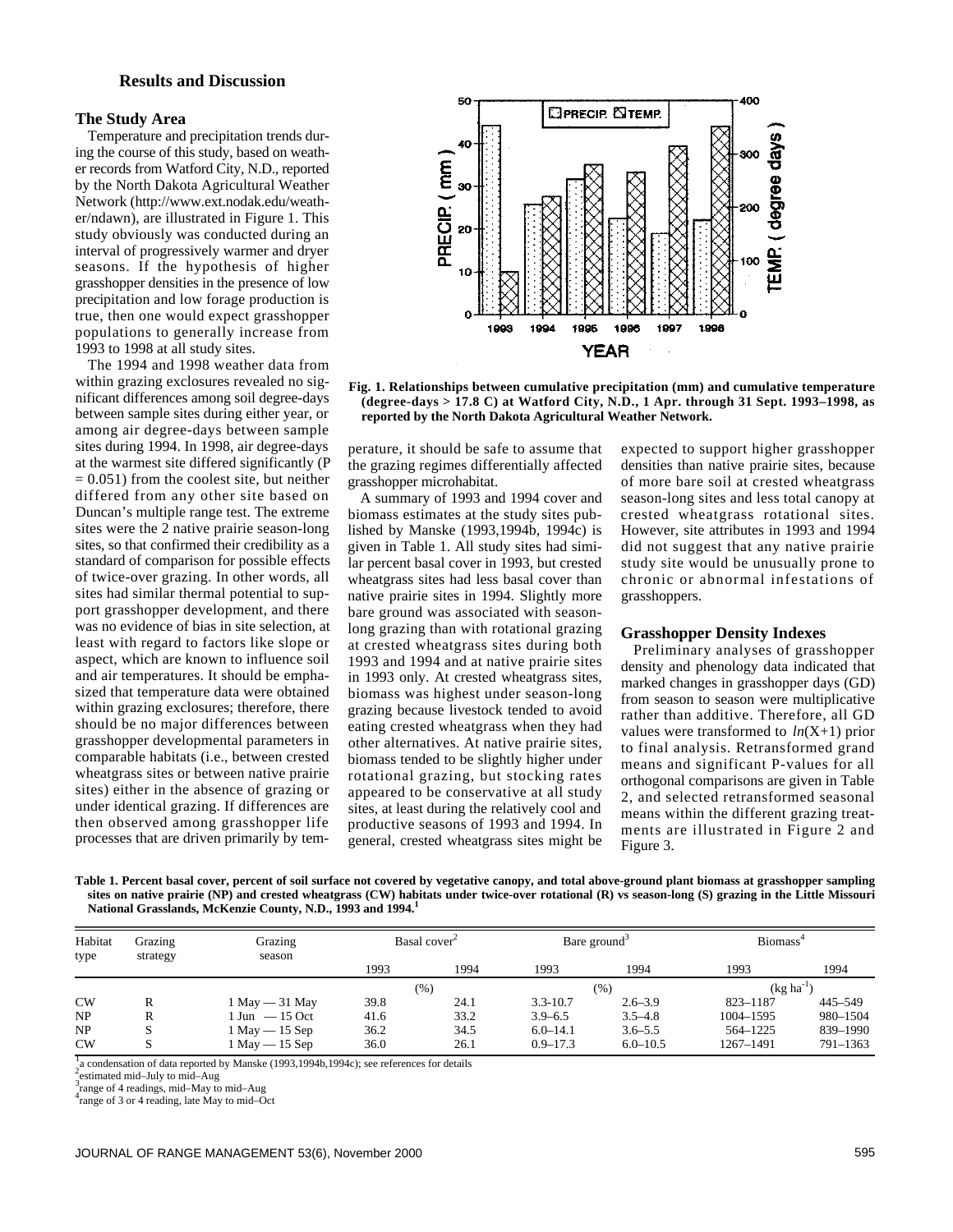## Results and Discussion

### The Study Area

Temperature and precipitation trends during the course of this study, based on weather records from Watford City, N.D., reported by the North Dakota Agricultural Weather Network (http://www.ext.nodak.edu/weather/ndawn), are illustrated in Figure 1. This study obviously was conducted during an interval of progressively warmer and dryer seasons. If the hypothesis of higher grasshopper densities in the presence of low precipitation and low forage production is true, then one would expect grasshopper populations to generally increase from 1993 to 1998 at all study sites.

The 1994 and 1998 weather data from within grazing exclosures revealed no significant differences among soil degree-days between sample sites during either year, or among air degree-days between sample sites during 1994. In 1998, air degree-days at the warmest site differed significantly ($P = 0.051$) from the coolest site, but neither differed from any other site based on Duncan's multiple range test. The extreme sites were the 2 native prairie season-long sites, so that confirmed their credibility as a standard of comparison for possible effects of twice-over grazing. In other words, all sites had similar thermal potential to support grasshopper development, and there was no evidence of bias in site selection, at least with regard to factors like slope or aspect, which are known to influence soil and air temperatures. It should be emphasized that temperature data were obtained within grazing exclosures; therefore, there should be no major differences between grasshopper developmental parameters in comparable habitats (i.e., between crested wheatgrass sites or between native prairie sites) either in the absence of grazing or under identical grazing. If differences are then observed among grasshopper life processes that are driven primarily by temperature, it should be safe to assume that the grazing regimes differentially affected grasshopper microhabitat.

Fig. 1. Relationships between cumulative precipitation (mm) and cumulative temperature (degree-days > 17.8 C) at Watford City, N.D., 1 Apr. through 31 Sept. 1993–1998, as reported by the North Dakota Agricultural Weather Network.

A summary of 1993 and 1994 cover and biomass estimates at the study sites published by Manske (1993,1994b, 1994c) is given in Table 1. All study sites had similar percent basal cover in 1993, but crested wheatgrass sites had less basal cover than native prairie sites in 1994. Slightly more bare ground was associated with season-long grazing than with rotational grazing at crested wheatgrass sites during both 1993 and 1994 and at native prairie sites in 1993 only. At crested wheatgrass sites, biomass was highest under season-long grazing because livestock tended to avoid eating crested wheatgrass when they had other alternatives. At native prairie sites, biomass tended to be slightly higher under rotational grazing, but stocking rates appeared to be conservative at all study sites, at least during the relatively cool and productive seasons of 1993 and 1994. In general, crested wheatgrass sites might be expected to support higher grasshopper densities than native prairie sites, because of more bare soil at crested wheatgrass season-long sites and less total canopy at crested wheatgrass rotational sites. However, site attributes in 1993 and 1994 did not suggest that any native prairie study site would be unusually prone to chronic or abnormal infestations of grasshoppers.

### Grasshopper Density Indexes

Preliminary analyses of grasshopper density and phenology data indicated that marked changes in grasshopper days (GD) from season to season were multiplicative rather than additive. Therefore, all GD values were transformed to $ln(X+1)$ prior to final analysis. Retransformed grand means and significant P-values for all orthogonal comparisons are given in Table 2, and selected retransformed seasonal means within the different grazing treatments are illustrated in Figure 2 and Figure 3.

Table 1. Percent basal cover, percent of soil surface not covered by vegetative canopy, and total above-ground plant biomass at grasshopper sampling sites on native prairie (NP) and crested wheatgrass (CW) habitats under twice-over rotational (R) vs season-long (S) grazing in the Little Missouri National Grasslands, McKenzie County, N.D., 1993 and 1994.[1]

| Habitat type | Grazing strategy | Grazing season | Basal cover[2] | | Bare ground[3] | | Biomass[4] | |
|---|---|---|---|---|---|---|---|---|
| | | | 1993 | 1994 | 1993 | 1994 | 1993 | 1994 |
| | | | (%) | | (%) | | (kg ha$^{-1}$) | |
| CW | R | 1 May — 31 May | 39.8 | 24.1 | 3.3-10.7 | 2.6–3.9 | 823–1187 | 445–549 |
| NP | R | 1 Jun — 15 Oct | 41.6 | 33.2 | 3.9–6.5 | 3.5–4.8 | 1004–1595 | 980–1504 |
| NP | S | 1 May — 15 Sep | 36.2 | 34.5 | 6.0–14.1 | 3.6–5.5 | 564–1225 | 839–1990 |
| CW | S | 1 May — 15 Sep | 36.0 | 26.1 | 0.9–17.3 | 6.0–10.5 | 1267–1491 | 791–1363 |

[1]a condensation of data reported by Manske (1993,1994b,1994c); see references for details
[2]estimated mid–July to mid–Aug
[3]range of 4 readings, mid–May to mid–Aug
[4]range of 3 or 4 reading, late May to mid–Oct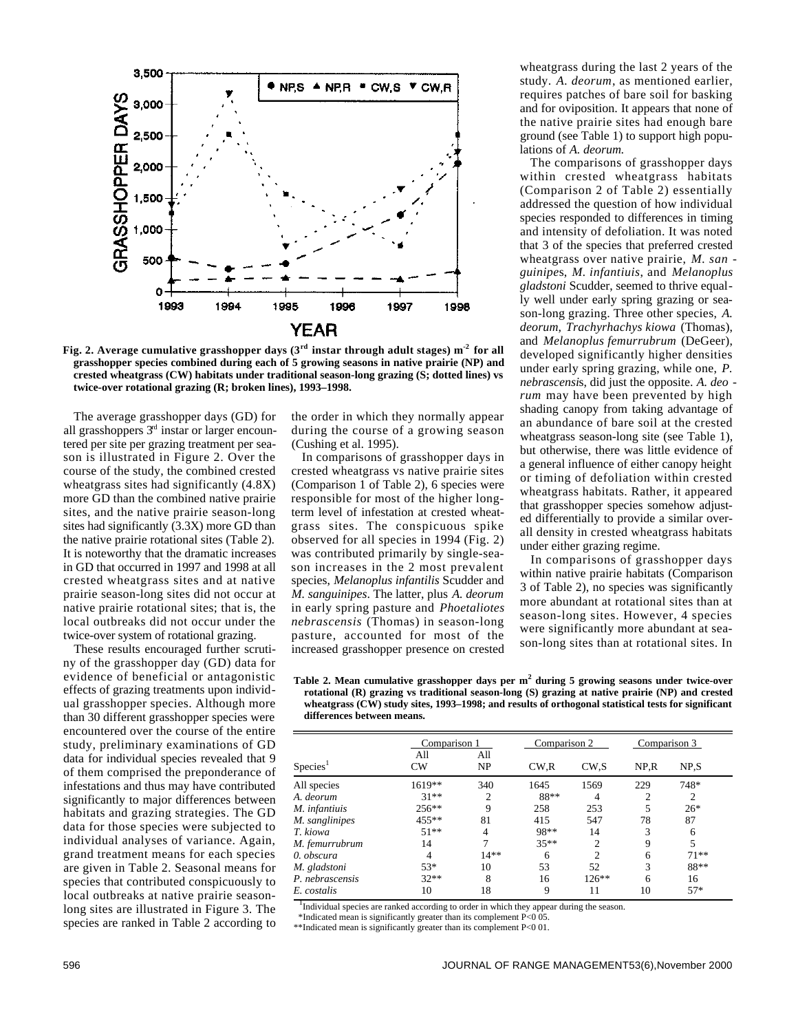Fig. 2. Average cumulative grasshopper days (3[rd] instar through adult stages) $m^{-2}$ for all grasshopper species combined during each of 5 growing seasons in native prairie (NP) and crested wheatgrass (CW) habitats under traditional season-long grazing (S; dotted lines) vs twice-over rotational grazing (R; broken lines), 1993–1998.

The average grasshopper days (GD) for all grasshoppers 3[rd] instar or larger encountered per site per grazing treatment per season is illustrated in Figure 2. Over the course of the study, the combined crested wheatgrass sites had significantly (4.8X) more GD than the combined native prairie sites, and the native prairie season-long sites had significantly (3.3X) more GD than the native prairie rotational sites (Table 2). It is noteworthy that the dramatic increases in GD that occurred in 1997 and 1998 at all crested wheatgrass sites and at native prairie season-long sites did not occur at native prairie rotational sites; that is, the local outbreaks did not occur under the twice-over system of rotational grazing.

These results encouraged further scrutiny of the grasshopper day (GD) data for evidence of beneficial or antagonistic effects of grazing treatments upon individual grasshopper species. Although more than 30 different grasshopper species were encountered over the course of the entire study, preliminary examinations of GD data for individual species revealed that 9 of them comprised the preponderance of infestations and thus may have contributed significantly to major differences between habitats and grazing strategies. The GD data for those species were subjected to individual analyses of variance. Again, grand treatment means for each species are given in Table 2. Seasonal means for species that contributed conspicuously to local outbreaks at native prairie season-long sites are illustrated in Figure 3. The species are ranked in Table 2 according to the order in which they normally appear during the course of a growing season (Cushing et al. 1995).

In comparisons of grasshopper days in crested wheatgrass vs native prairie sites (Comparison 1 of Table 2), 6 species were responsible for most of the higher long-term level of infestation at crested wheatgrass sites. The conspicuous spike observed for all species in 1994 (Fig. 2) was contributed primarily by single-season increases in the 2 most prevalent species, *Melanoplus infantilis* Scudder and *M. sanguinipes*. The latter, plus *A. deorum* in early spring pasture and *Phoetaliotes nebrascensis* (Thomas) in season-long pasture, accounted for most of the increased grasshopper presence on crested wheatgrass during the last 2 years of the study. *A. deorum*, as mentioned earlier, requires patches of bare soil for basking and for oviposition. It appears that none of the native prairie sites had enough bare ground (see Table 1) to support high populations of *A. deorum.*

The comparisons of grasshopper days within crested wheatgrass habitats (Comparison 2 of Table 2) essentially addressed the question of how individual species responded to differences in timing and intensity of defoliation. It was noted that 3 of the species that preferred crested wheatgrass over native prairie, *M. sanguinipes*, *M. infantiuis*, and *Melanoplus gladstoni* Scudder, seemed to thrive equally well under early spring grazing or season-long grazing. Three other species, *A. deorum*, *Trachyrhachys kiowa* (Thomas), and *Melanoplus femurrubrum* (DeGeer), developed significantly higher densities under early spring grazing, while one, *P. nebrascensis*, did just the opposite. *A. deorum* may have been prevented by high shading canopy from taking advantage of an abundance of bare soil at the crested wheatgrass season-long site (see Table 1), but otherwise, there was little evidence of a general influence of either canopy height or timing of defoliation within crested wheatgrass habitats. Rather, it appeared that grasshopper species somehow adjusted differentially to provide a similar overall density in crested wheatgrass habitats under either grazing regime.

In comparisons of grasshopper days within native prairie habitats (Comparison 3 of Table 2), no species was significantly more abundant at rotational sites than at season-long sites. However, 4 species were significantly more abundant at season-long sites than at rotational sites. In

**Table 2. Mean cumulative grasshopper days per $m^2$ during 5 growing seasons under twice-over rotational (R) grazing vs traditional season-long (S) grazing at native prairie (NP) and crested wheatgrass (CW) study sites, 1993–1998; and results of orthogonal statistical tests for significant differences between means.**

| | Comparison 1 | | Comparison 2 | | Comparison 3 | |
|---|---|---|---|---|---|---|
| Species[1] | All CW | All NP | CW,R | CW,S | NP,R | NP,S |
| All species | 1619** | 340 | 1645 | 1569 | 229 | 748* |
| *A. deorum* | 31** | 2 | 88** | 4 | 2 | 2 |
| *M. infantiuis* | 256** | 9 | 258 | 253 | 5 | 26* |
| *M. sanglinipes* | 455** | 81 | 415 | 547 | 78 | 87 |
| *T. kiowa* | 51** | 4 | 98** | 14 | 3 | 6 |
| *M. femurrubrum* | 14 | 7 | 35** | 2 | 9 | 5 |
| *0. obscura* | 4 | 14** | 6 | 2 | 6 | 71** |
| *M. gladstoni* | 53* | 10 | 53 | 52 | 3 | 88** |
| *P. nebrascensis* | 32** | 8 | 16 | 126** | 6 | 16 |
| *E. costalis* | 10 | 18 | 9 | 11 | 10 | 57* |

[1]Individual species are ranked according to order in which they appear during the season.
*Indicated mean is significantly greater than its complement P<0 05.
**Indicated mean is significantly greater than its complement P<0 01.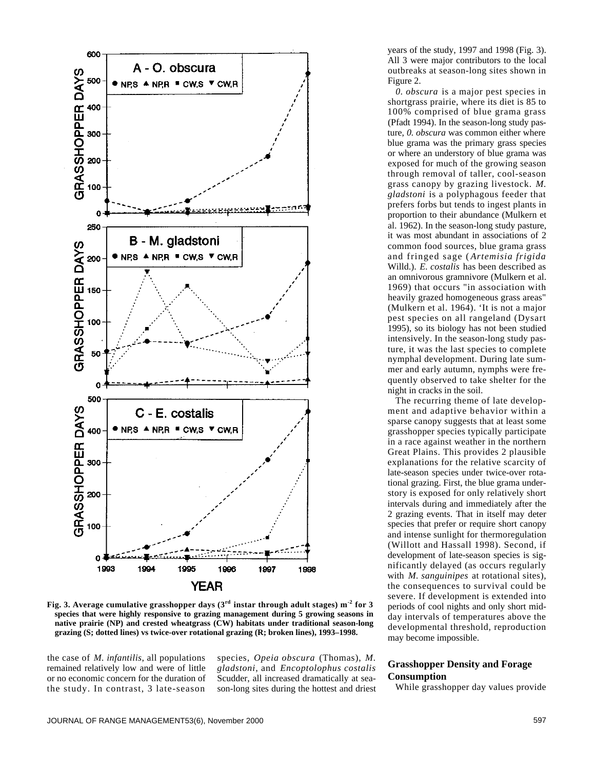Fig. 3. Average cumulative grasshopper days (3rd instar through adult stages) $m^{-2}$ for 3 species that were highly responsive to grazing management during 5 growing seasons in native prairie (NP) and crested wheatgrass (CW) habitats under traditional season-long grazing (S; dotted lines) vs twice-over rotational grazing (R; broken lines), 1993–1998.

the case of *M. infantilis*, all populations remained relatively low and were of little or no economic concern for the duration of the study. In contrast, 3 late-season species, *Opeia obscura* (Thomas), *M. gladstoni*, and *Encoptolophus costalis* Scudder, all increased dramatically at season-long sites during the hottest and driest years of the study, 1997 and 1998 (Fig. 3). All 3 were major contributors to the local outbreaks at season-long sites shown in Figure 2.

*0. obscura* is a major pest species in shortgrass prairie, where its diet is 85 to 100% comprised of blue grama grass (Pfadt 1994). In the season-long study pasture, *0. obscura* was common either where blue grama was the primary grass species or where an understory of blue grama was exposed for much of the growing season through removal of taller, cool-season grass canopy by grazing livestock. *M. gladstoni* is a polyphagous feeder that prefers forbs but tends to ingest plants in proportion to their abundance (Mulkern et al. 1962). In the season-long study pasture, it was most abundant in associations of 2 common food sources, blue grama grass and fringed sage (*Artemisia frigida* Willd.). *E. costalis* has been described as an omnivorous gramnivore (Mulkern et al. 1969) that occurs "in association with heavily grazed homogeneous grass areas" (Mulkern et al. 1964). 'It is not a major pest species on all rangeland (Dysart 1995), so its biology has not been studied intensively. In the season-long study pasture, it was the last species to complete nymphal development. During late summer and early autumn, nymphs were frequently observed to take shelter for the night in cracks in the soil.

The recurring theme of late development and adaptive behavior within a sparse canopy suggests that at least some grasshopper species typically participate in a race against weather in the northern Great Plains. This provides 2 plausible explanations for the relative scarcity of late-season species under twice-over rotational grazing. First, the blue grama understory is exposed for only relatively short intervals during and immediately after the 2 grazing events. That in itself may deter species that prefer or require short canopy and intense sunlight for thermoregulation (Willott and Hassall 1998). Second, if development of late-season species is significantly delayed (as occurs regularly with *M. sanguinipes* at rotational sites), the consequences to survival could be severe. If development is extended into periods of cool nights and only short midday intervals of temperatures above the developmental threshold, reproduction may become impossible.

## Grasshopper Density and Forage Consumption

While grasshopper day values provide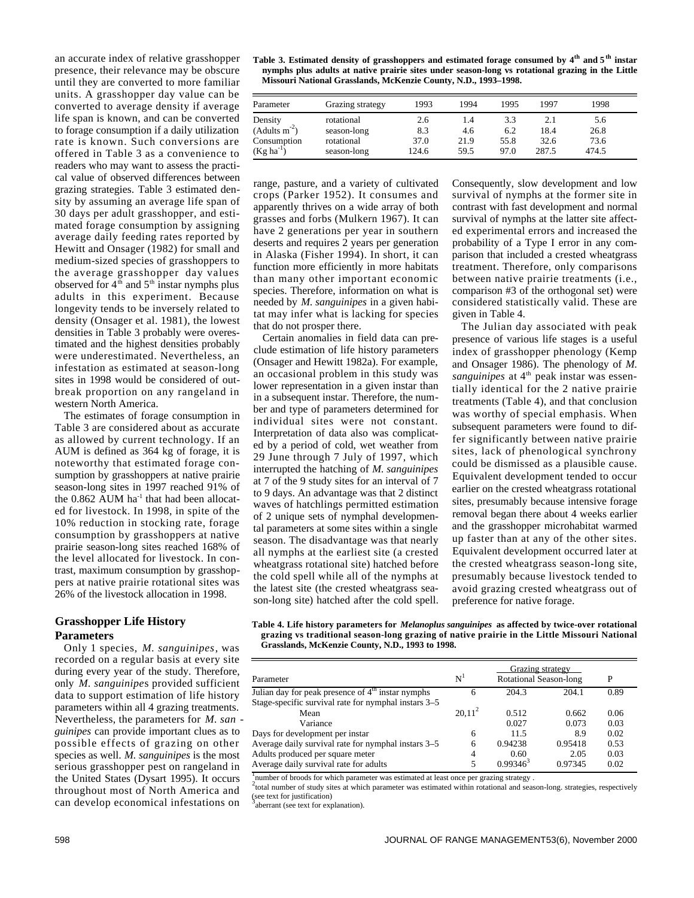an accurate index of relative grasshopper presence, their relevance may be obscure until they are converted to more familiar units. A grasshopper day value can be converted to average density if average life span is known, and can be converted to forage consumption if a daily utilization rate is known. Such conversions are offered in Table 3 as a convenience to readers who may want to assess the practical value of observed differences between grazing strategies. Table 3 estimated density by assuming an average life span of 30 days per adult grasshopper, and estimated forage consumption by assigning average daily feeding rates reported by Hewitt and Onsager (1982) for small and medium-sized species of grasshoppers to the average grasshopper day values observed for 4[th] and 5[th] instar nymphs plus adults in this experiment. Because longevity tends to be inversely related to density (Onsager et al. 1981), the lowest densities in Table 3 probably were overestimated and the highest densities probably were underestimated. Nevertheless, an infestation as estimated at season-long sites in 1998 would be considered of outbreak proportion on any rangeland in western North America.

The estimates of forage consumption in Table 3 are considered about as accurate as allowed by current technology. If an AUM is defined as 364 kg of forage, it is noteworthy that estimated forage consumption by grasshoppers at native prairie season-long sites in 1997 reached 91% of the 0.862 AUM $ha^{-1}$ that had been allocated for livestock. In 1998, in spite of the 10% reduction in stocking rate, forage consumption by grasshoppers at native prairie season-long sites reached 168% of the level allocated for livestock. In contrast, maximum consumption by grasshoppers at native prairie rotational sites was 26% of the livestock allocation in 1998.

**Table 3. Estimated density of grasshoppers and estimated forage consumed by 4[th] and 5[th] instar nymphs plus adults at native prairie sites under season-long vs rotational grazing in the Little Missouri National Grasslands, McKenzie County, N.D., 1993–1998.**

| Parameter | Grazing strategy | 1993 | 1994 | 1995 | 1997 | 1998 |
|---|---|---|---|---|---|---|
| Density | rotational | 2.6 | 1.4 | 3.3 | 2.1 | 5.6 |
| (Adults $m^{-2}$) | season-long | 8.3 | 4.6 | 6.2 | 18.4 | 26.8 |
| Consumption | rotational | 37.0 | 21.9 | 55.8 | 32.6 | 73.6 |
| (Kg $ha^{-1}$) | season-long | 124.6 | 59.5 | 97.0 | 287.5 | 474.5 |

## Grasshopper Life History Parameters

Only 1 species, *M. sanguinipes*, was recorded on a regular basis at every site during every year of the study. Therefore, only *M. sanguinipe*s provided sufficient data to support estimation of life history parameters within all 4 grazing treatments. Nevertheless, the parameters for *M. sanguinipes* can provide important clues as to possible effects of grazing on other species as well. *M. sanguinipes* is the most serious grasshopper pest on rangeland in the United States (Dysart 1995). It occurs throughout most of North America and can develop economical infestations on range, pasture, and a variety of cultivated crops (Parker 1952). It consumes and apparently thrives on a wide array of both grasses and forbs (Mulkern 1967). It can have 2 generations per year in southern deserts and requires 2 years per generation in Alaska (Fisher 1994). In short, it can function more efficiently in more habitats than many other important economic species. Therefore, information on what is needed by *M. sanguinipes* in a given habitat may infer what is lacking for species that do not prosper there.

Certain anomalies in field data can preclude estimation of life history parameters (Onsager and Hewitt 1982a). For example, an occasional problem in this study was lower representation in a given instar than in a subsequent instar. Therefore, the number and type of parameters determined for individual sites were not constant. Interpretation of data also was complicated by a period of cold, wet weather from 29 June through 7 July of 1997, which interrupted the hatching of *M. sanguinipes* at 7 of the 9 study sites for an interval of 7 to 9 days. An advantage was that 2 distinct waves of hatchlings permitted estimation of 2 unique sets of nymphal developmental parameters at some sites within a single season. The disadvantage was that nearly all nymphs at the earliest site (a crested wheatgrass rotational site) hatched before the cold spell while all of the nymphs at the latest site (the crested wheatgrass season-long site) hatched after the cold spell. Consequently, slow development and low survival of nymphs at the former site in contrast with fast development and normal survival of nymphs at the latter site affected experimental errors and increased the probability of a Type I error in any comparison that included a crested wheatgrass treatment. Therefore, only comparisons between native prairie treatments (i.e., comparison #3 of the orthogonal set) were considered statistically valid. These are given in Table 4.

The Julian day associated with peak presence of various life stages is a useful index of grasshopper phenology (Kemp and Onsager 1986). The phenology of *M. sanguinipes* at 4[th] peak instar was essentially identical for the 2 native prairie treatments (Table 4), and that conclusion was worthy of special emphasis. When subsequent parameters were found to differ significantly between native prairie sites, lack of phenological synchrony could be dismissed as a plausible cause. Equivalent development tended to occur earlier on the crested wheatgrass rotational sites, presumably because intensive forage removal began there about 4 weeks earlier and the grasshopper microhabitat warmed up faster than at any of the other sites. Equivalent development occurred later at the crested wheatgrass season-long site, presumably because livestock tended to avoid grazing crested wheatgrass out of preference for native forage.

**Table 4. Life history parameters for *Melanoplus sanguinipes* as affected by twice-over rotational grazing vs traditional season-long grazing of native prairie in the Little Missouri National Grasslands, McKenzie County, N.D., 1993 to 1998.**

| Parameter | N[1] | Grazing strategy Rotational | Season-long | P |
|---|---|---|---|---|
| Julian day for peak presence of 4[th] instar nymphs | 6 | 204.3 | 204.1 | 0.89 |
| Stage-specific survival rate for nymphal instars 3–5 | | | | |
| Mean | 20,11[2] | 0.512 | 0.662 | 0.06 |
| Variance | | 0.027 | 0.073 | 0.03 |
| Days for development per instar | 6 | 11.5 | 8.9 | 0.02 |
| Average daily survival rate for nymphal instars 3–5 | 6 | 0.94238 | 0.95418 | 0.53 |
| Adults produced per square meter | 4 | 0.60 | 2.05 | 0.03 |
| Average daily survival rate for adults | 5 | 0.99346[3] | 0.97345 | 0.02 |

[1]number of broods for which parameter was estimated at least once per grazing strategy.
[2]total number of study sites at which parameter was estimated within rotational and season-long. strategies, respectively (see text for justification)
[3]aberrant (see text for explanation).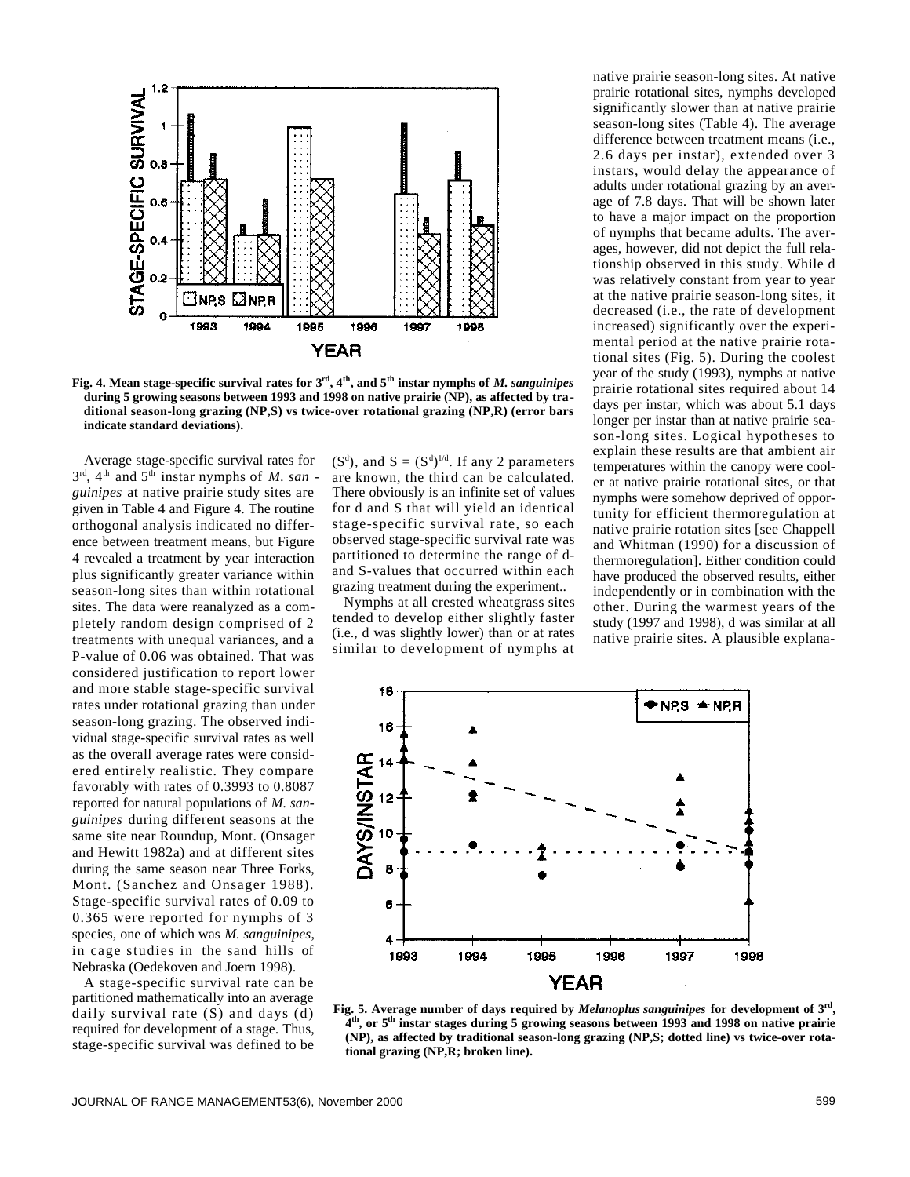Fig. 4. Mean stage-specific survival rates for 3rd, 4th, and 5th instar nymphs of *M. sanguinipes* during 5 growing seasons between 1993 and 1998 on native prairie (NP), as affected by traditional season-long grazing (NP,S) vs twice-over rotational grazing (NP,R) (error bars indicate standard deviations).

Average stage-specific survival rates for 3rd, 4th and 5th instar nymphs of *M. sanguinipes* at native prairie study sites are given in Table 4 and Figure 4. The routine orthogonal analysis indicated no difference between treatment means, but Figure 4 revealed a treatment by year interaction plus significantly greater variance within season-long sites than within rotational sites. The data were reanalyzed as a completely random design comprised of 2 treatments with unequal variances, and a P-value of 0.06 was obtained. That was considered justification to report lower and more stable stage-specific survival rates under rotational grazing than under season-long grazing. The observed individual stage-specific survival rates as well as the overall average rates were considered entirely realistic. They compare favorably with rates of 0.3993 to 0.8087 reported for natural populations of *M. sanguinipes* during different seasons at the same site near Roundup, Mont. (Onsager and Hewitt 1982a) and at different sites during the same season near Three Forks, Mont. (Sanchez and Onsager 1988). Stage-specific survival rates of 0.09 to 0.365 were reported for nymphs of 3 species, one of which was *M. sanguinipes*, in cage studies in the sand hills of Nebraska (Oedekoven and Joern 1998).

A stage-specific survival rate can be partitioned mathematically into an average daily survival rate (S) and days (d) required for development of a stage. Thus, stage-specific survival was defined to be ($S^d$), and $S = (S^d)^{1/d}$. If any 2 parameters are known, the third can be calculated. There obviously is an infinite set of values for d and S that will yield an identical stage-specific survival rate, so each observed stage-specific survival rate was partitioned to determine the range of d- and S-values that occurred within each grazing treatment during the experiment..

Nymphs at all crested wheatgrass sites tended to develop either slightly faster (i.e., d was slightly lower) than or at rates similar to development of nymphs at native prairie season-long sites. At native prairie rotational sites, nymphs developed significantly slower than at native prairie season-long sites (Table 4). The average difference between treatment means (i.e., 2.6 days per instar), extended over 3 instars, would delay the appearance of adults under rotational grazing by an average of 7.8 days. That will be shown later to have a major impact on the proportion of nymphs that became adults. The averages, however, did not depict the full relationship observed in this study. While d was relatively constant from year to year at the native prairie season-long sites, it decreased (i.e., the rate of development increased) significantly over the experimental period at the native prairie rotational sites (Fig. 5). During the coolest year of the study (1993), nymphs at native prairie rotational sites required about 14 days per instar, which was about 5.1 days longer per instar than at native prairie season-long sites. Logical hypotheses to explain these results are that ambient air temperatures within the canopy were cooler at native prairie rotational sites, or that nymphs were somehow deprived of opportunity for efficient thermoregulation at native prairie rotation sites [see Chappell and Whitman (1990) for a discussion of thermoregulation]. Either condition could have produced the observed results, either independently or in combination with the other. During the warmest years of the study (1997 and 1998), d was similar at all native prairie sites. A plausible explana-

Fig. 5. Average number of days required by *Melanoplus sanguinipes* for development of 3rd, 4th, or 5th instar stages during 5 growing seasons between 1993 and 1998 on native prairie (NP), as affected by traditional season-long grazing (NP,S; dotted line) vs twice-over rotational grazing (NP,R; broken line).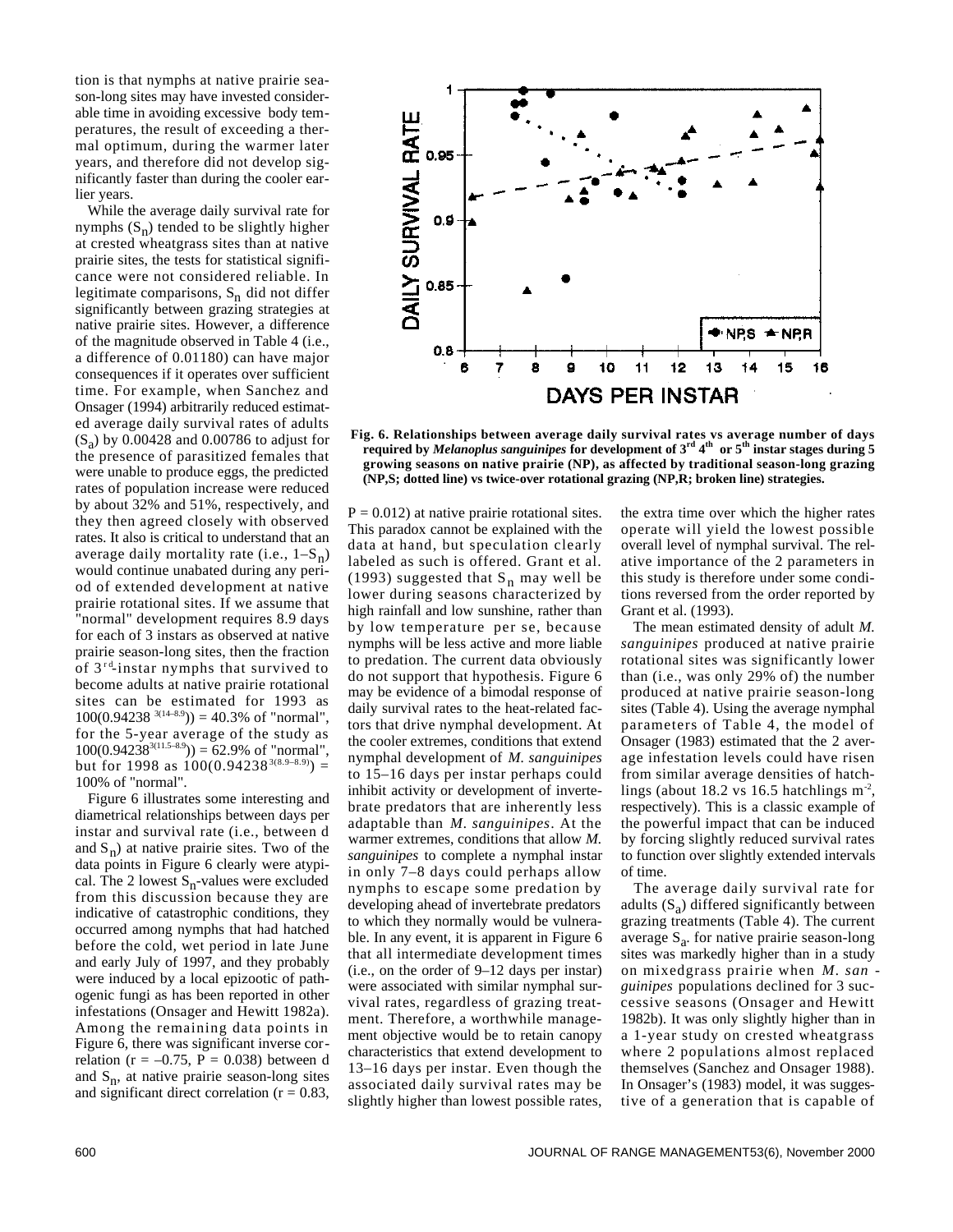tion is that nymphs at native prairie season-long sites may have invested considerable time in avoiding excessive body temperatures, the result of exceeding a thermal optimum, during the warmer later years, and therefore did not develop significantly faster than during the cooler earlier years.

While the average daily survival rate for nymphs ($S_n$) tended to be slightly higher at crested wheatgrass sites than at native prairie sites, the tests for statistical significance were not considered reliable. In legitimate comparisons, $S_n$ did not differ significantly between grazing strategies at native prairie sites. However, a difference of the magnitude observed in Table 4 (i.e., a difference of 0.01180) can have major consequences if it operates over sufficient time. For example, when Sanchez and Onsager (1994) arbitrarily reduced estimated average daily survival rates of adults ($S_a$) by 0.00428 and 0.00786 to adjust for the presence of parasitized females that were unable to produce eggs, the predicted rates of population increase were reduced by about 32% and 51%, respectively, and they then agreed closely with observed rates. It also is critical to understand that an average daily mortality rate (i.e., $1–S_n$) would continue unabated during any period of extended development at native prairie rotational sites. If we assume that "normal" development requires 8.9 days for each of 3 instars as observed at native prairie season-long sites, then the fraction of 3rd-instar nymphs that survived to become adults at native prairie rotational sites can be estimated for 1993 as $100(0.94238^{3(14–8.9)}) = 40.3\%$ of "normal", for the 5-year average of the study as $100(0.94238^{3(11.5–8.9)}) = 62.9\%$ of "normal", but for 1998 as $100(0.94238^{3(8.9–8.9)}) = 100\%$ of "normal".

Figure 6 illustrates some interesting and diametrical relationships between days per instar and survival rate (i.e., between d and $S_n$) at native prairie sites. Two of the data points in Figure 6 clearly were atypical. The 2 lowest $S_n$-values were excluded from this discussion because they are indicative of catastrophic conditions, they occurred among nymphs that had hatched before the cold, wet period in late June and early July of 1997, and they probably were induced by a local epizootic of pathogenic fungi as has been reported in other infestations (Onsager and Hewitt 1982a). Among the remaining data points in Figure 6, there was significant inverse correlation ($r = –0.75$, $P = 0.038$) between d and $S_n$, at native prairie season-long sites and significant direct correlation ($r = 0.83$, $P = 0.012$) at native prairie rotational sites. This paradox cannot be explained with the data at hand, but speculation clearly labeled as such is offered. Grant et al. (1993) suggested that $S_n$ may well be lower during seasons characterized by high rainfall and low sunshine, rather than by low temperature per se, because nymphs will be less active and more liable to predation. The current data obviously do not support that hypothesis. Figure 6 may be evidence of a bimodal response of daily survival rates to the heat-related factors that drive nymphal development. At the cooler extremes, conditions that extend nymphal development of *M. sanguinipes* to 15–16 days per instar perhaps could inhibit activity or development of invertebrate predators that are inherently less adaptable than *M. sanguinipes*. At the warmer extremes, conditions that allow *M. sanguinipes* to complete a nymphal instar in only 7–8 days could perhaps allow nymphs to escape some predation by developing ahead of invertebrate predators to which they normally would be vulnerable. In any event, it is apparent in Figure 6 that all intermediate development times (i.e., on the order of 9–12 days per instar) were associated with similar nymphal survival rates, regardless of grazing treatment. Therefore, a worthwhile management objective would be to retain canopy characteristics that extend development to 13–16 days per instar. Even though the associated daily survival rates may be slightly higher than lowest possible rates, the extra time over which the higher rates operate will yield the lowest possible overall level of nymphal survival. The relative importance of the 2 parameters in this study is therefore under some conditions reversed from the order reported by Grant et al. (1993).

**Fig. 6. Relationships between average daily survival rates vs average number of days required by *Melanoplus sanguinipes* for development of 3rd 4th or 5th instar stages during 5 growing seasons on native prairie (NP), as affected by traditional season-long grazing (NP,S; dotted line) vs twice-over rotational grazing (NP,R; broken line) strategies.**

The mean estimated density of adult *M. sanguinipes* produced at native prairie rotational sites was significantly lower than (i.e., was only 29% of) the number produced at native prairie season-long sites (Table 4). Using the average nymphal parameters of Table 4, the model of Onsager (1983) estimated that the 2 average infestation levels could have risen from similar average densities of hatchlings (about 18.2 vs 16.5 hatchlings $m^{-2}$, respectively). This is a classic example of the powerful impact that can be induced by forcing slightly reduced survival rates to function over slightly extended intervals of time.

The average daily survival rate for adults ($S_a$) differed significantly between grazing treatments (Table 4). The current average $S_a$ for native prairie season-long sites was markedly higher than in a study on mixedgrass prairie when *M. sanguinipes* populations declined for 3 successive seasons (Onsager and Hewitt 1982b). It was only slightly higher than in a 1-year study on crested wheatgrass where 2 populations almost replaced themselves (Sanchez and Onsager 1988). In Onsager's (1983) model, it was suggestive of a generation that is capable of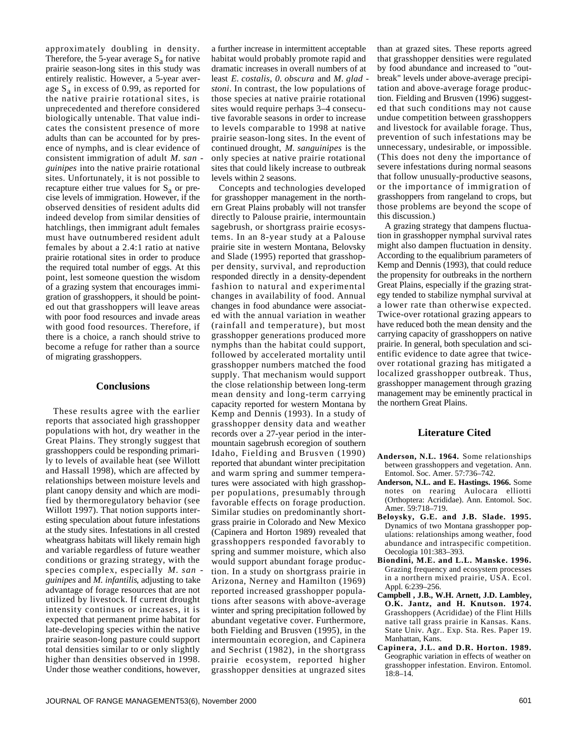approximately doubling in density. Therefore, the 5-year average $S_a$ for native prairie season-long sites in this study was entirely realistic. However, a 5-year average $S_a$ in excess of 0.99, as reported for the native prairie rotational sites, is unprecedented and therefore considered biologically untenable. That value indicates the consistent presence of more adults than can be accounted for by presence of nymphs, and is clear evidence of consistent immigration of adult *M. sanguinipes* into the native prairie rotational sites. Unfortunately, it is not possible to recapture either true values for $S_a$ or precise levels of immigration. However, if the observed densities of resident adults did indeed develop from similar densities of hatchlings, then immigrant adult females must have outnumbered resident adult females by about a 2.4:1 ratio at native prairie rotational sites in order to produce the required total number of eggs. At this point, lest someone question the wisdom of a grazing system that encourages immigration of grasshoppers, it should be pointed out that grasshoppers will leave areas with poor food resources and invade areas with good food resources. Therefore, if there is a choice, a ranch should strive to become a refuge for rather than a source of migrating grasshoppers.

## Conclusions

These results agree with the earlier reports that associated high grasshopper populations with hot, dry weather in the Great Plains. They strongly suggest that grasshoppers could be responding primarily to levels of available heat (see Willott and Hassall 1998), which are affected by relationships between moisture levels and plant canopy density and which are modified by thermoregulatory behavior (see Willott 1997). That notion supports interesting speculation about future infestations at the study sites. Infestations in all crested wheatgrass habitats will likely remain high and variable regardless of future weather conditions or grazing strategy, with the species complex, especially *M. sanguinipes* and *M. infantilis*, adjusting to take advantage of forage resources that are not utilized by livestock. If current drought intensity continues or increases, it is expected that permanent prime habitat for late-developing species within the native prairie season-long pasture could support total densities similar to or only slightly higher than densities observed in 1998. Under those weather conditions, however, a further increase in intermittent acceptable habitat would probably promote rapid and dramatic increases in overall numbers of at least *E. costalis*, *0. obscura* and *M. gladstoni*. In contrast, the low populations of those species at native prairie rotational sites would require perhaps 3–4 consecutive favorable seasons in order to increase to levels comparable to 1998 at native prairie season-long sites. In the event of continued drought, *M. sanguinipes* is the only species at native prairie rotational sites that could likely increase to outbreak levels within 2 seasons.

Concepts and technologies developed for grasshopper management in the northern Great Plains probably will not transfer directly to Palouse prairie, intermountain sagebrush, or shortgrass prairie ecosystems. In an 8-year study at a Palouse prairie site in western Montana, Belovsky and Slade (1995) reported that grasshopper density, survival, and reproduction responded directly in a density-dependent fashion to natural and experimental changes in availability of food. Annual changes in food abundance were associated with the annual variation in weather (rainfall and temperature), but most grasshopper generations produced more nymphs than the habitat could support, followed by accelerated mortality until grasshopper numbers matched the food supply. That mechanism would support the close relationship between long-term mean density and long-term carrying capacity reported for western Montana by Kemp and Dennis (1993). In a study of grasshopper density data and weather records over a 27-year period in the intermountain sagebrush ecoregion of southern Idaho, Fielding and Brusven (1990) reported that abundant winter precipitation and warm spring and summer temperatures were associated with high grasshopper populations, presumably through favorable effects on forage production. Similar studies on predominantly shortgrass prairie in Colorado and New Mexico (Capinera and Horton 1989) revealed that grasshoppers responded favorably to spring and summer moisture, which also would support abundant forage production. In a study on shortgrass prairie in Arizona, Nerney and Hamilton (1969) reported increased grasshopper populations after seasons with above-average winter and spring precipitation followed by abundant vegetative cover. Furthermore, both Fielding and Brusven (1995), in the intermountain ecoregion, and Capinera and Sechrist (1982), in the shortgrass prairie ecosystem, reported higher grasshopper densities at ungrazed sites than at grazed sites. These reports agreed that grasshopper densities were regulated by food abundance and increased to "outbreak" levels under above-average precipitation and above-average forage production. Fielding and Brusven (1996) suggested that such conditions may not cause undue competition between grasshoppers and livestock for available forage. Thus, prevention of such infestations may be unnecessary, undesirable, or impossible. (This does not deny the importance of severe infestations during normal seasons that follow unusually-productive seasons, or the importance of immigration of grasshoppers from rangeland to crops, but those problems are beyond the scope of this discussion.)

A grazing strategy that dampens fluctuation in grasshopper nymphal survival rates might also dampen fluctuation in density. According to the equalibrium parameters of Kemp and Dennis (1993), that could reduce the propensity for outbreaks in the northern Great Plains, especially if the grazing strategy tended to stabilize nymphal survival at a lower rate than otherwise expected. Twice-over rotational grazing appears to have reduced both the mean density and the carrying capacity of grasshoppers on native prairie. In general, both speculation and scientific evidence to date agree that twice-over rotational grazing has mitigated a localized grasshopper outbreak. Thus, grasshopper management through grazing management may be eminently practical in the northern Great Plains.

## Literature Cited

**Anderson, N.L. 1964.** Some relationships between grasshoppers and vegetation. Ann. Entomol. Soc. Amer. 57:736–742.

**Anderson, N.L. and E. Hastings. 1966.** Some notes on rearing Aulocara elliotti (Orthoptera: Acrididae). Ann. Entomol. Soc. Amer. 59:718–719.

**Beloysky, G.E. and J.B. Slade. 1995.** Dynamics of two Montana grasshopper populations: relationships among weather, food abundance and intraspecific competition. Oecologia 101:383–393.

**Biondini, M.E. and L.L. Manske. 1996.** Grazing frequency and ecosystem processes in a northern mixed prairie, USA. Ecol. Appl. 6:239–256.

**Campbell , J.B., W.H. Arnett, J.D. Lambley, O.K. Jantz, and H. Knutson. 1974.** Grasshoppers (Acrididae) of the Flint Hills native tall grass prairie in Kansas. Kans. State Univ. Agr.. Exp. Sta. Res. Paper 19. Manhattan, Kans.

**Capinera, J.L. and D.R. Horton. 1989.** Geographic variation in effects of weather on grasshopper infestation. Environ. Entomol. 18:8–14.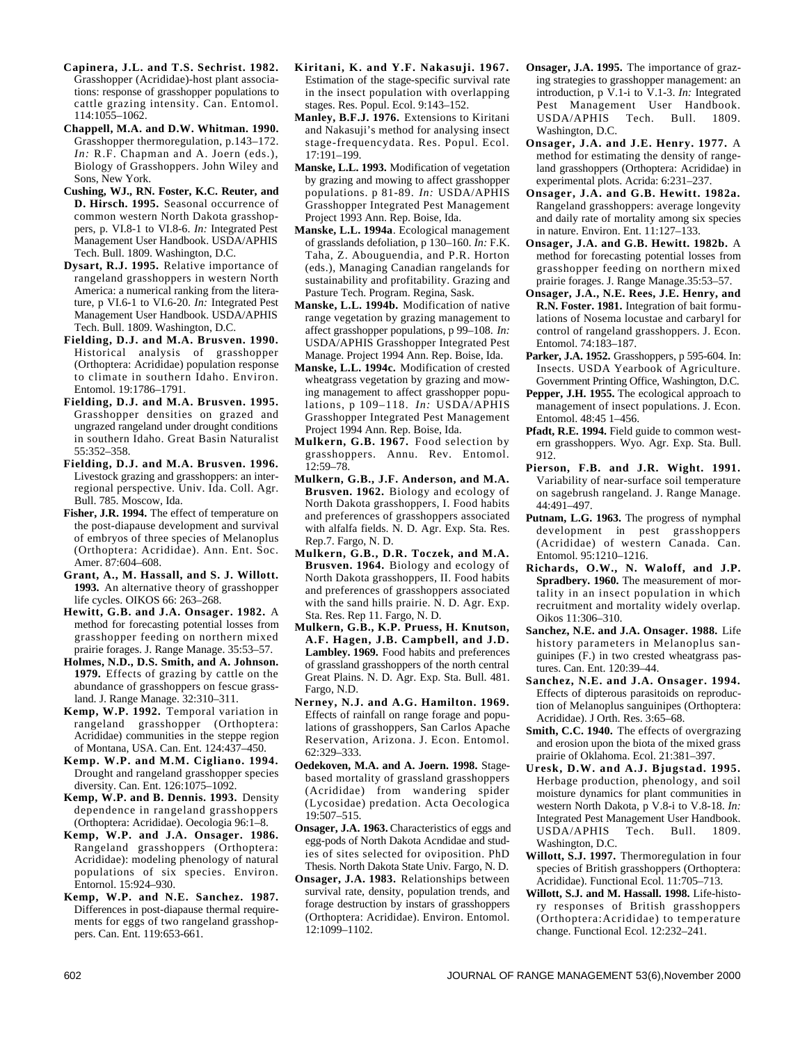**Capinera, J.L. and T.S. Sechrist. 1982.** Grasshopper (Acrididae)-host plant associations: response of grasshopper populations to cattle grazing intensity. Can. Entomol. 114:1055–1062.

**Chappell, M.A. and D.W. Whitman. 1990.** Grasshopper thermoregulation, p.143–172. *In:* R.F. Chapman and A. Joern (eds.), Biology of Grasshoppers. John Wiley and Sons, New York.

**Cushing, WJ., RN. Foster, K.C. Reuter, and D. Hirsch. 1995.** Seasonal occurrence of common western North Dakota grasshoppers, p. VI.8-1 to VI.8-6. *In:* Integrated Pest Management User Handbook. USDA/APHIS Tech. Bull. 1809. Washington, D.C.

**Dysart, R.J. 1995.** Relative importance of rangeland grasshoppers in western North America: a numerical ranking from the literature, p VI.6-1 to VI.6-20. *In:* Integrated Pest Management User Handbook. USDA/APHIS Tech. Bull. 1809. Washington, D.C.

**Fielding, D.J. and M.A. Brusven. 1990.** Historical analysis of grasshopper (Orthoptera: Acrididae) population response to climate in southern Idaho. Environ. Entomol. 19:1786–1791.

**Fielding, D.J. and M.A. Brusven. 1995.** Grasshopper densities on grazed and ungrazed rangeland under drought conditions in southern Idaho. Great Basin Naturalist 55:352–358.

**Fielding, D.J. and M.A. Brusven. 1996.** Livestock grazing and grasshoppers: an interregional perspective. Univ. Ida. Coll. Agr. Bull. 785. Moscow, Ida.

**Fisher, J.R. 1994.** The effect of temperature on the post-diapause development and survival of embryos of three species of Melanoplus (Orthoptera: Acrididae). Ann. Ent. Soc. Amer. 87:604–608.

**Grant, A., M. Hassall, and S. J. Willott. 1993.** An alternative theory of grasshopper life cycles. OIKOS 66: 263–268.

**Hewitt, G.B. and J.A. Onsager. 1982.** A method for forecasting potential losses from grasshopper feeding on northern mixed prairie forages. J. Range Manage. 35:53–57.

**Holmes, N.D., D.S. Smith, and A. Johnson. 1979.** Effects of grazing by cattle on the abundance of grasshoppers on fescue grassland. J. Range Manage. 32:310–311.

**Kemp, W.P. 1992.** Temporal variation in rangeland grasshopper (Orthoptera: Acrididae) communities in the steppe region of Montana, USA. Can. Ent. 124:437–450.

**Kemp. W.P. and M.M. Cigliano. 1994.** Drought and rangeland grasshopper species diversity. Can. Ent. 126:1075–1092.

**Kemp, W.P. and B. Dennis. 1993.** Density dependence in rangeland grasshoppers (Orthoptera: Acrididae). Oecologia 96:1–8.

**Kemp, W.P. and J.A. Onsager. 1986.** Rangeland grasshoppers (Orthoptera: Acrididae): modeling phenology of natural populations of six species. Environ. Entornol. 15:924–930.

**Kemp, W.P. and N.E. Sanchez. 1987.** Differences in post-diapause thermal requirements for eggs of two rangeland grasshoppers. Can. Ent. 119:653-661.

**Kiritani, K. and Y.F. Nakasuji. 1967.** Estimation of the stage-specific survival rate in the insect population with overlapping stages. Res. Popul. Ecol. 9:143–152.

**Manley, B.F.J. 1976.** Extensions to Kiritani and Nakasuji's method for analysing insect stage-frequencydata. Res. Popul. Ecol. 17:191–199.

**Manske, L.L. 1993.** Modification of vegetation by grazing and mowing to affect grasshopper populations. p 81-89. *In:* USDA/APHIS Grasshopper Integrated Pest Management Project 1993 Ann. Rep. Boise, Ida.

**Manske, L.L. 1994a**. Ecological management of grasslands defoliation, p 130–160. *In:* F.K. Taha, Z. Abouguendia, and P.R. Horton (eds.), Managing Canadian rangelands for sustainability and profitability. Grazing and Pasture Tech. Program. Regina, Sask.

**Manske, L.L. 1994b.** Modification of native range vegetation by grazing management to affect grasshopper populations, p 99–108. *In:* USDA/APHIS Grasshopper Integrated Pest Manage. Project 1994 Ann. Rep. Boise, Ida.

**Manske, L.L. 1994c.** Modification of crested wheatgrass vegetation by grazing and mowing management to affect grasshopper populations, p 109–118. *In:* USDA/APHIS Grasshopper Integrated Pest Management Project 1994 Ann. Rep. Boise, Ida.

**Mulkern, G.B. 1967.** Food selection by grasshoppers. Annu. Rev. Entomol. 12:59–78.

**Mulkern, G.B., J.F. Anderson, and M.A. Brusven. 1962.** Biology and ecology of North Dakota grasshoppers, I. Food habits and preferences of grasshoppers associated with alfalfa fields. N. D. Agr. Exp. Sta. Res. Rep.7. Fargo, N. D.

**Mulkern, G.B., D.R. Toczek, and M.A. Brusven. 1964.** Biology and ecology of North Dakota grasshoppers, II. Food habits and preferences of grasshoppers associated with the sand hills prairie. N. D. Agr. Exp. Sta. Res. Rep 11. Fargo, N. D.

**Mulkern, G.B., K.P. Pruess, H. Knutson, A.F. Hagen, J.B. Campbell, and J.D. Lambley. 1969.** Food habits and preferences of grassland grasshoppers of the north central Great Plains. N. D. Agr. Exp. Sta. Bull. 481. Fargo, N.D.

**Nerney, N.J. and A.G. Hamilton. 1969.** Effects of rainfall on range forage and populations of grasshoppers, San Carlos Apache Reservation, Arizona. J. Econ. Entomol. 62:329–333.

**Oedekoven, M.A. and A. Joern. 1998.** Stage-based mortality of grassland grasshoppers (Acrididae) from wandering spider (Lycosidae) predation. Acta Oecologica 19:507–515.

**Onsager, J.A. 1963.** Characteristics of eggs and egg-pods of North Dakota Acndidae and studies of sites selected for oviposition. PhD Thesis. North Dakota State Univ. Fargo, N. D.

**Onsager, J.A. 1983.** Relationships between survival rate, density, population trends, and forage destruction by instars of grasshoppers (Orthoptera: Acrididae). Environ. Entomol. 12:1099–1102.

**Onsager, J.A. 1995.** The importance of grazing strategies to grasshopper management: an introduction, p V.1-i to V.1-3. *In:* Integrated Pest Management User Handbook. USDA/APHIS Tech. Bull. 1809. Washington, D.C.

**Onsager, J.A. and J.E. Henry. 1977.** A method for estimating the density of rangeland grasshoppers (Orthoptera: Acrididae) in experimental plots. Acrida: 6:231–237.

**Onsager, J.A. and G.B. Hewitt. 1982a.** Rangeland grasshoppers: average longevity and daily rate of mortality among six species in nature. Environ. Ent. 11:127–133.

**Onsager, J.A. and G.B. Hewitt. 1982b.** A method for forecasting potential losses from grasshopper feeding on northern mixed prairie forages. J. Range Manage.35:53–57.

**Onsager, J.A., N.E. Rees, J.E. Henry, and R.N. Foster. 1981.** Integration of bait formulations of Nosema locustae and carbaryl for control of rangeland grasshoppers. J. Econ. Entomol. 74:183–187.

**Parker, J.A. 1952.** Grasshoppers, p 595-604. In: Insects. USDA Yearbook of Agriculture. Government Printing Office, Washington, D.C.

**Pepper, J.H. 1955.** The ecological approach to management of insect populations. J. Econ. Entomol. 48:45 1–456.

**Pfadt, R.E. 1994.** Field guide to common western grasshoppers. Wyo. Agr. Exp. Sta. Bull. 912.

**Pierson, F.B. and J.R. Wight. 1991.** Variability of near-surface soil temperature on sagebrush rangeland. J. Range Manage. 44:491–497.

**Putnam, L.G. 1963.** The progress of nymphal development in pest grasshoppers (Acrididae) of western Canada. Can. Entomol. 95:1210–1216.

**Richards, O.W., N. Waloff, and J.P. Spradbery. 1960.** The measurement of mortality in an insect population in which recruitment and mortality widely overlap. Oikos 11:306–310.

**Sanchez, N.E. and J.A. Onsager. 1988.** Life history parameters in Melanoplus sanguinipes (F.) in two crested wheatgrass pastures. Can. Ent. 120:39–44.

**Sanchez, N.E. and J.A. Onsager. 1994.** Effects of dipterous parasitoids on reproduction of Melanoplus sanguinipes (Orthoptera: Acrididae). J Orth. Res. 3:65–68.

**Smith, C.C. 1940.** The effects of overgrazing and erosion upon the biota of the mixed grass prairie of Oklahoma. Ecol. 21:381–397.

**Uresk, D.W. and A.J. Bjugstad. 1995.** Herbage production, phenology, and soil moisture dynamics for plant communities in western North Dakota, p V.8-1 to V.8-18. *In:* Integrated Pest Management User Handbook. USDA/APHIS Tech. Bull. 1809. Washington, D.C.

**Willott, S.J. 1997.** Thermoregulation in four species of British grasshoppers (Orthoptera: Acrididae). Functional Ecol. 11:705–713.

**Willott, S.J. and M. Hassall. 1998.** Life-history responses of British grasshoppers (Orthoptera:Acrididae) to temperature change. Functional Ecol. 12:232–241.